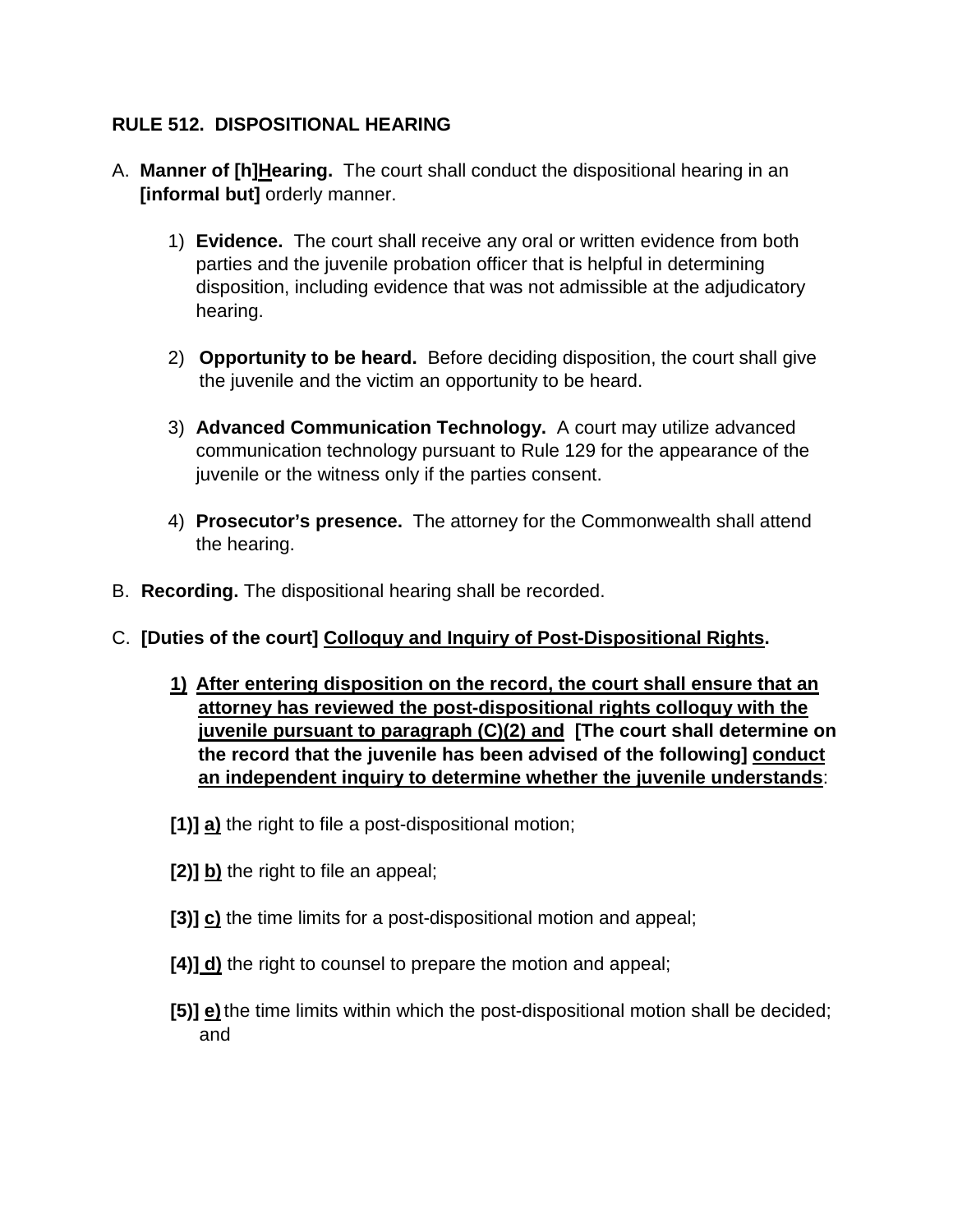**RULE 512. DISPOSITIONAL HEARING**

A. **Manner of [h]Hearing.** The court shall conduct the dispositional hearing in an **[informal but]** orderly manner.

1) **Evidence.** The court shall receive any oral or written evidence from both parties and the juvenile probation officer that is helpful in determining disposition, including evidence that was not admissible at the adjudicatory hearing.

2) **Opportunity to be heard.** Before deciding disposition, the court shall give the juvenile and the victim an opportunity to be heard.

3) **Advanced Communication Technology.** A court may utilize advanced communication technology pursuant to Rule 129 for the appearance of the juvenile or the witness only if the parties consent.

4) **Prosecutor's presence.** The attorney for the Commonwealth shall attend the hearing.

B. **Recording.** The dispositional hearing shall be recorded.

C. **[Duties of the court] Colloquy and Inquiry of Post-Dispositional Rights.**

**1) After entering disposition on the record, the court shall ensure that an attorney has reviewed the post-dispositional rights colloquy with the juvenile pursuant to paragraph (C)(2) and [The court shall determine on the record that the juvenile has been advised of the following] conduct an independent inquiry to determine whether the juvenile understands**:

**[1)]** **a)** the right to file a post-dispositional motion;

**[2)]** **b)** the right to file an appeal;

**[3)]** **c)** the time limits for a post-dispositional motion and appeal;

**[4)]** **d)** the right to counsel to prepare the motion and appeal;

**[5)]** **e)** the time limits within which the post-dispositional motion shall be decided; and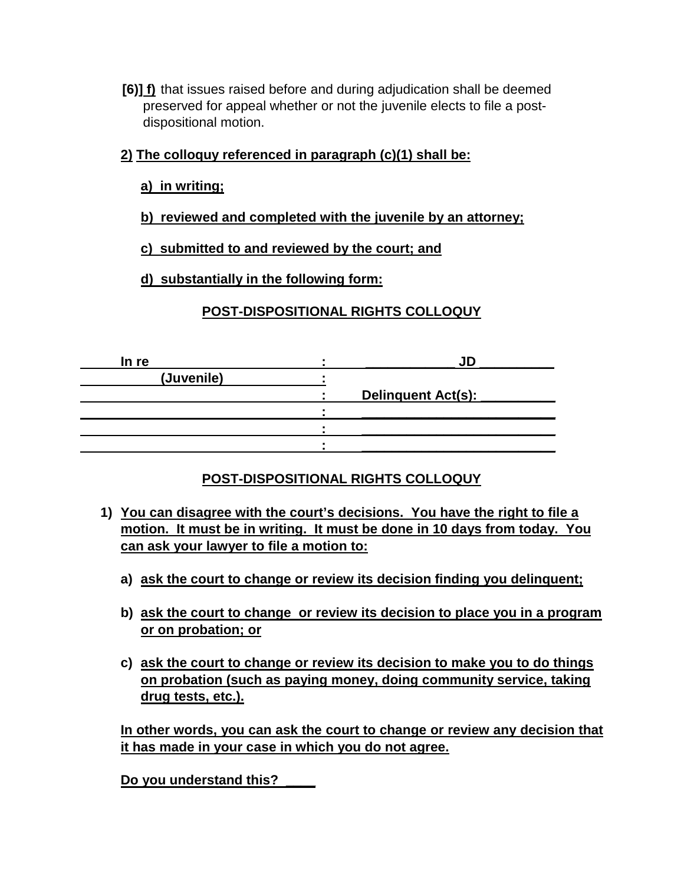[6)] f) that issues raised before and during adjudication shall be deemed preserved for appeal whether or not the juvenile elects to file a post-dispositional motion.

**2) The colloquy referenced in paragraph (c)(1) shall be:**

**a) in writing;**

**b) reviewed and completed with the juvenile by an attorney;**

**c) submitted to and reviewed by the court; and**

**d) substantially in the following form:**

**POST-DISPOSITIONAL RIGHTS COLLOQUY**

| In re | : | ____________ JD __________ |
|---|---|---|
| (Juvenile) | : | |
| | : | Delinquent Act(s): __________ |
| | : | __________________________ |
| | : | __________________________ |
| | : | __________________________ |

**POST-DISPOSITIONAL RIGHTS COLLOQUY**

1) **You can disagree with the court's decisions. You have the right to file a motion. It must be in writing. It must be done in 10 days from today. You can ask your lawyer to file a motion to:**

   a) **ask the court to change or review its decision finding you delinquent;**

   b) **ask the court to change or review its decision to place you in a program or on probation; or**

   c) **ask the court to change or review its decision to make you to do things on probation (such as paying money, doing community service, taking drug tests, etc.).**

   **In other words, you can ask the court to change or review any decision that it has made in your case in which you do not agree.**

   **Do you understand this? ____**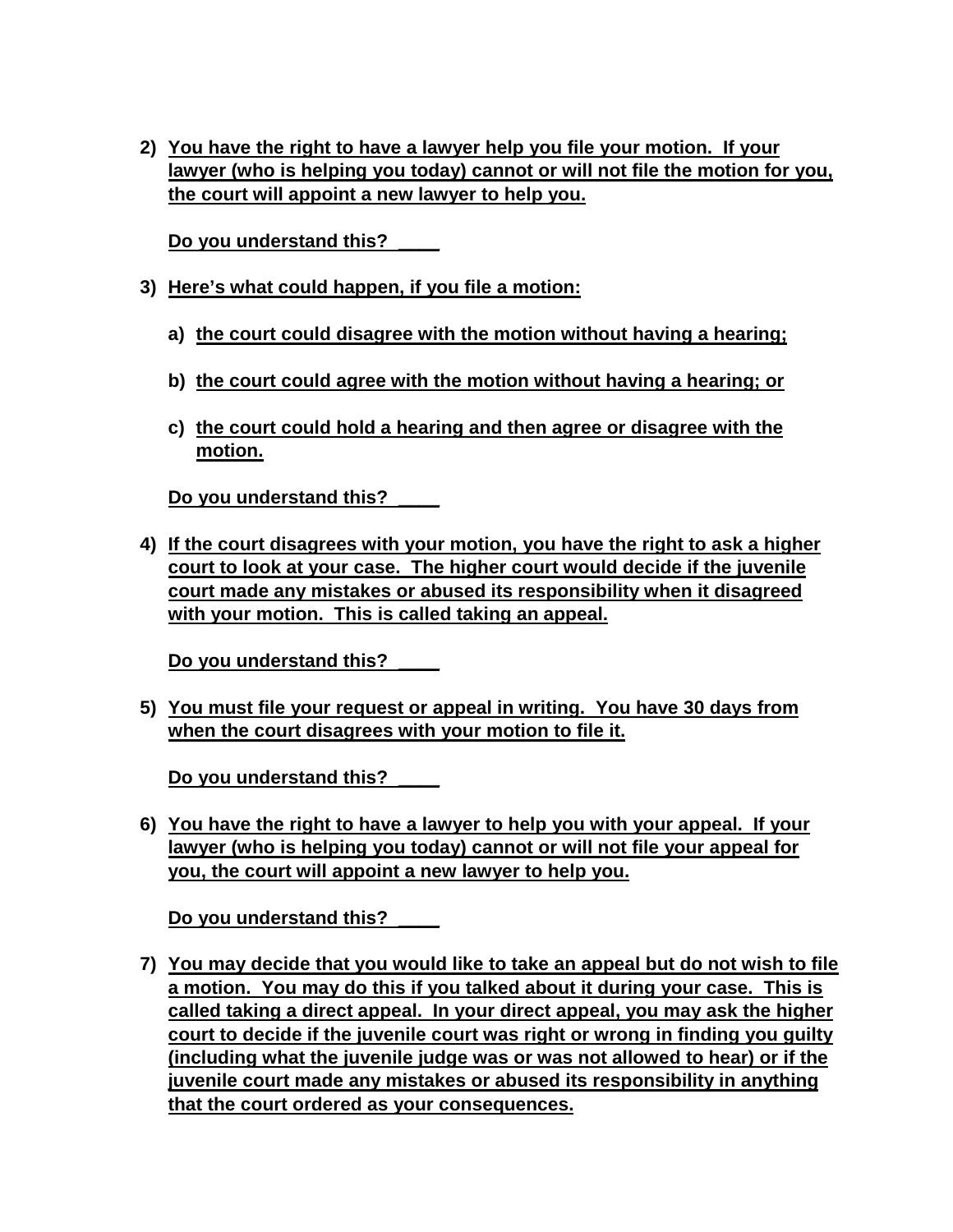2) **You have the right to have a lawyer help you file your motion. If your lawyer (who is helping you today) cannot or will not file the motion for you, the court will appoint a new lawyer to help you.**

   **Do you understand this? ____**

3) **Here's what could happen, if you file a motion:**

   a) **the court could disagree with the motion without having a hearing;**

   b) **the court could agree with the motion without having a hearing; or**

   c) **the court could hold a hearing and then agree or disagree with the motion.**

   **Do you understand this? ____**

4) **If the court disagrees with your motion, you have the right to ask a higher court to look at your case. The higher court would decide if the juvenile court made any mistakes or abused its responsibility when it disagreed with your motion. This is called taking an appeal.**

   **Do you understand this? ____**

5) **You must file your request or appeal in writing. You have 30 days from when the court disagrees with your motion to file it.**

   **Do you understand this? ____**

6) **You have the right to have a lawyer to help you with your appeal. If your lawyer (who is helping you today) cannot or will not file your appeal for you, the court will appoint a new lawyer to help you.**

   **Do you understand this? ____**

7) **You may decide that you would like to take an appeal but do not wish to file a motion. You may do this if you talked about it during your case. This is called taking a direct appeal. In your direct appeal, you may ask the higher court to decide if the juvenile court was right or wrong in finding you guilty (including what the juvenile judge was or was not allowed to hear) or if the juvenile court made any mistakes or abused its responsibility in anything that the court ordered as your consequences.**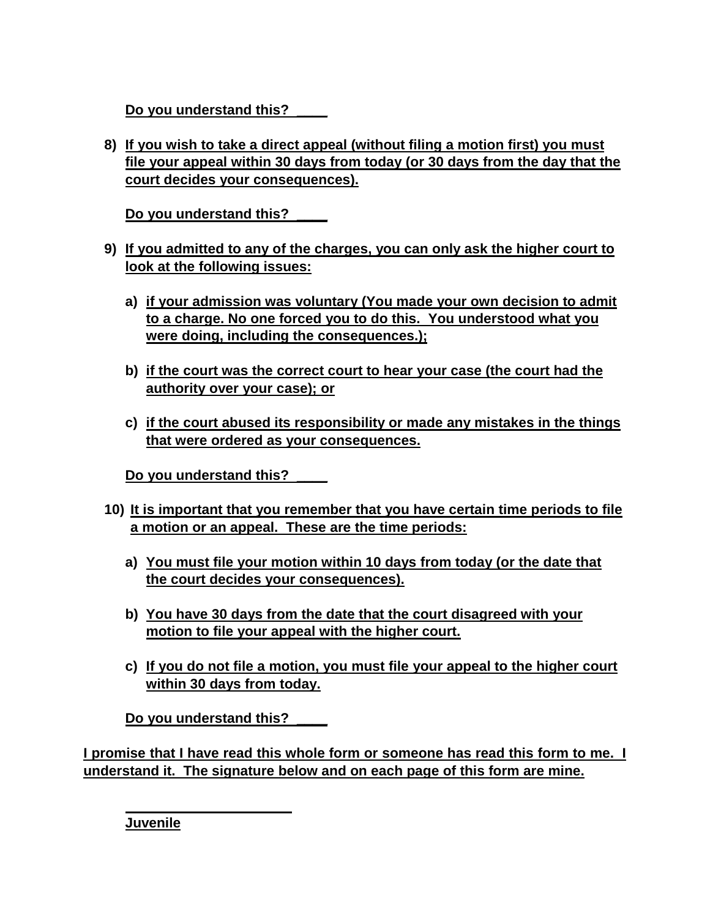**Do you understand this? ____**

8) **If you wish to take a direct appeal (without filing a motion first) you must file your appeal within 30 days from today (or 30 days from the day that the court decides your consequences).**

   **Do you understand this? ____**

9) **If you admitted to any of the charges, you can only ask the higher court to look at the following issues:**

   a) **if your admission was voluntary (You made your own decision to admit to a charge. No one forced you to do this. You understood what you were doing, including the consequences.);**

   b) **if the court was the correct court to hear your case (the court had the authority over your case); or**

   c) **if the court abused its responsibility or made any mistakes in the things that were ordered as your consequences.**

   **Do you understand this? ____**

10) **It is important that you remember that you have certain time periods to file a motion or an appeal. These are the time periods:**

    a) **You must file your motion within 10 days from today (or the date that the court decides your consequences).**

    b) **You have 30 days from the date that the court disagreed with your motion to file your appeal with the higher court.**

    c) **If you do not file a motion, you must file your appeal to the higher court within 30 days from today.**

    **Do you understand this? ____**

**I promise that I have read this whole form or someone has read this form to me. I understand it. The signature below and on each page of this form are mine.**

______________________
**Juvenile**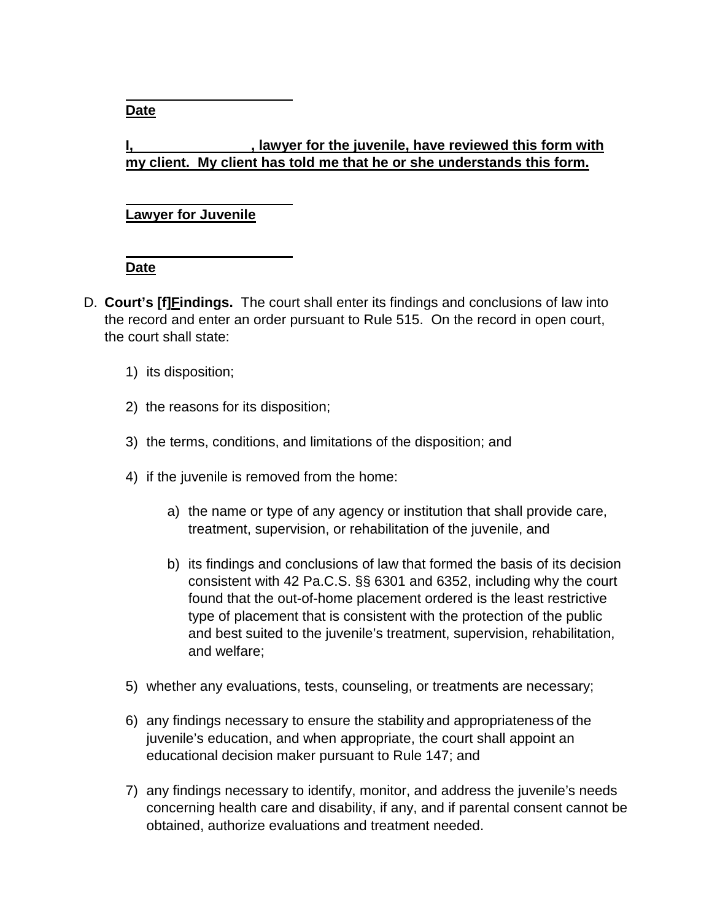______________________
**Date**

**I, ______________, lawyer for the juvenile, have reviewed this form with my client. My client has told me that he or she understands this form.**

______________________
**Lawyer for Juvenile**

______________________
**Date**

D. **Court's [f]Findings.** The court shall enter its findings and conclusions of law into the record and enter an order pursuant to Rule 515. On the record in open court, the court shall state:

1) its disposition;

2) the reasons for its disposition;

3) the terms, conditions, and limitations of the disposition; and

4) if the juvenile is removed from the home:

   a) the name or type of any agency or institution that shall provide care, treatment, supervision, or rehabilitation of the juvenile, and

   b) its findings and conclusions of law that formed the basis of its decision consistent with 42 Pa.C.S. §§ 6301 and 6352, including why the court found that the out-of-home placement ordered is the least restrictive type of placement that is consistent with the protection of the public and best suited to the juvenile's treatment, supervision, rehabilitation, and welfare;

5) whether any evaluations, tests, counseling, or treatments are necessary;

6) any findings necessary to ensure the stability and appropriateness of the juvenile's education, and when appropriate, the court shall appoint an educational decision maker pursuant to Rule 147; and

7) any findings necessary to identify, monitor, and address the juvenile's needs concerning health care and disability, if any, and if parental consent cannot be obtained, authorize evaluations and treatment needed.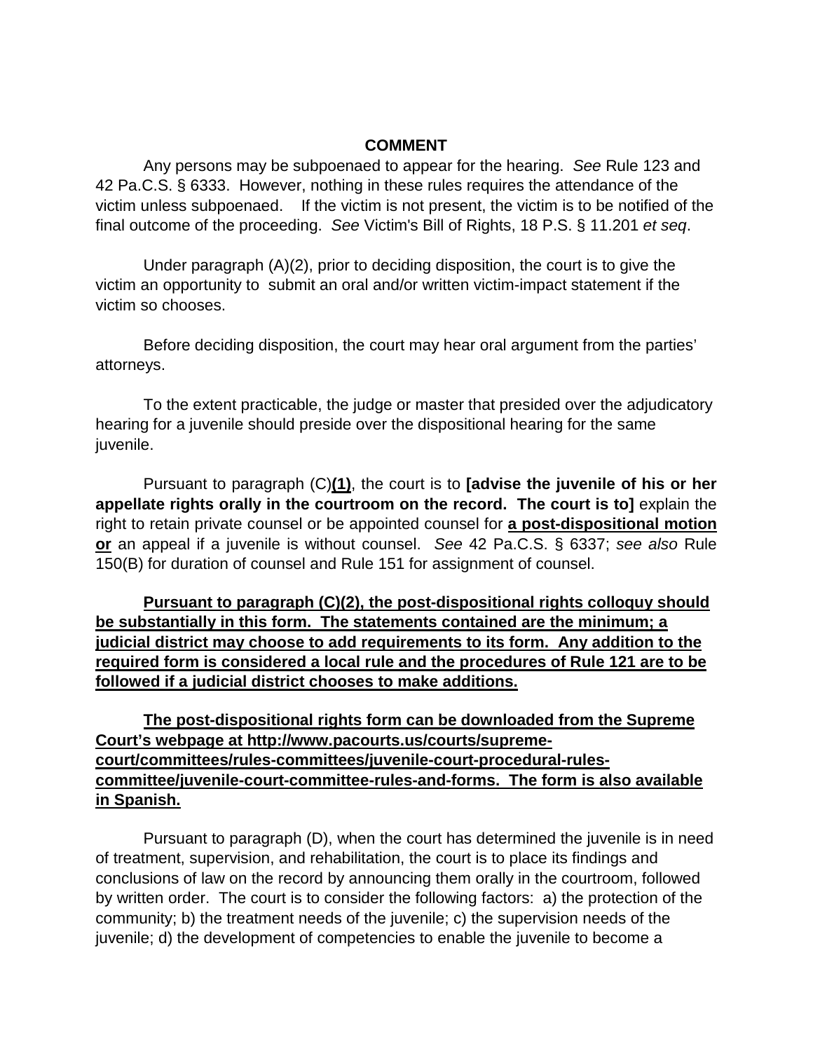**COMMENT**

Any persons may be subpoenaed to appear for the hearing. *See* Rule 123 and 42 Pa.C.S. § 6333. However, nothing in these rules requires the attendance of the victim unless subpoenaed. If the victim is not present, the victim is to be notified of the final outcome of the proceeding. *See* Victim's Bill of Rights, 18 P.S. § 11.201 *et seq*.

Under paragraph (A)(2), prior to deciding disposition, the court is to give the victim an opportunity to submit an oral and/or written victim-impact statement if the victim so chooses.

Before deciding disposition, the court may hear oral argument from the parties' attorneys.

To the extent practicable, the judge or master that presided over the adjudicatory hearing for a juvenile should preside over the dispositional hearing for the same juvenile.

Pursuant to paragraph (C)<u>**(1)**</u>, the court is to **[advise the juvenile of his or her appellate rights orally in the courtroom on the record. The court is to]** explain the right to retain private counsel or be appointed counsel for <u>**a post-dispositional motion or**</u> an appeal if a juvenile is without counsel. *See* 42 Pa.C.S. § 6337; *see also* Rule 150(B) for duration of counsel and Rule 151 for assignment of counsel.

<u>**Pursuant to paragraph (C)(2), the post-dispositional rights colloquy should be substantially in this form. The statements contained are the minimum; a judicial district may choose to add requirements to its form. Any addition to the required form is considered a local rule and the procedures of Rule 121 are to be followed if a judicial district chooses to make additions.**</u>

<u>**The post-dispositional rights form can be downloaded from the Supreme Court's webpage at http://www.pacourts.us/courts/supreme-court/committees/rules-committees/juvenile-court-procedural-rules-committee/juvenile-court-committee-rules-and-forms. The form is also available in Spanish.**</u>

Pursuant to paragraph (D), when the court has determined the juvenile is in need of treatment, supervision, and rehabilitation, the court is to place its findings and conclusions of law on the record by announcing them orally in the courtroom, followed by written order. The court is to consider the following factors: a) the protection of the community; b) the treatment needs of the juvenile; c) the supervision needs of the juvenile; d) the development of competencies to enable the juvenile to become a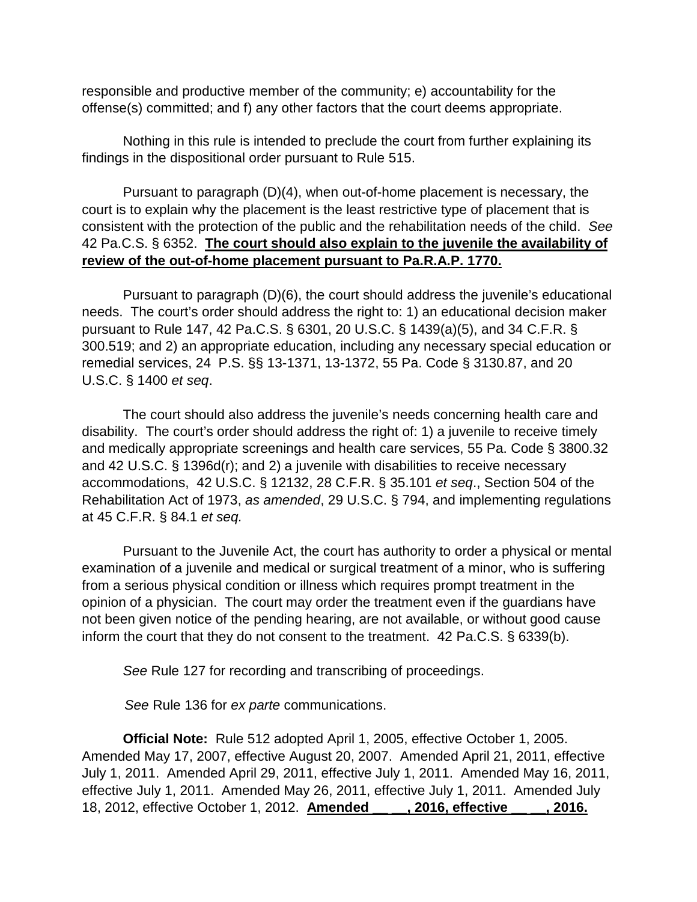responsible and productive member of the community; e) accountability for the offense(s) committed; and f) any other factors that the court deems appropriate.

Nothing in this rule is intended to preclude the court from further explaining its findings in the dispositional order pursuant to Rule 515.

Pursuant to paragraph (D)(4), when out-of-home placement is necessary, the court is to explain why the placement is the least restrictive type of placement that is consistent with the protection of the public and the rehabilitation needs of the child. *See* 42 Pa.C.S. § 6352. **The court should also explain to the juvenile the availability of review of the out-of-home placement pursuant to Pa.R.A.P. 1770.**

Pursuant to paragraph (D)(6), the court should address the juvenile's educational needs. The court's order should address the right to: 1) an educational decision maker pursuant to Rule 147, 42 Pa.C.S. § 6301, 20 U.S.C. § 1439(a)(5), and 34 C.F.R. § 300.519; and 2) an appropriate education, including any necessary special education or remedial services, 24 P.S. §§ 13-1371, 13-1372, 55 Pa. Code § 3130.87, and 20 U.S.C. § 1400 *et seq*.

The court should also address the juvenile's needs concerning health care and disability. The court's order should address the right of: 1) a juvenile to receive timely and medically appropriate screenings and health care services, 55 Pa. Code § 3800.32 and 42 U.S.C. § 1396d(r); and 2) a juvenile with disabilities to receive necessary accommodations, 42 U.S.C. § 12132, 28 C.F.R. § 35.101 *et seq*., Section 504 of the Rehabilitation Act of 1973, *as amended*, 29 U.S.C. § 794, and implementing regulations at 45 C.F.R. § 84.1 *et seq.*

Pursuant to the Juvenile Act, the court has authority to order a physical or mental examination of a juvenile and medical or surgical treatment of a minor, who is suffering from a serious physical condition or illness which requires prompt treatment in the opinion of a physician. The court may order the treatment even if the guardians have not been given notice of the pending hearing, are not available, or without good cause inform the court that they do not consent to the treatment. 42 Pa.C.S. § 6339(b).

*See* Rule 127 for recording and transcribing of proceedings.

*See* Rule 136 for *ex parte* communications.

**Official Note:** Rule 512 adopted April 1, 2005, effective October 1, 2005. Amended May 17, 2007, effective August 20, 2007. Amended April 21, 2011, effective July 1, 2011. Amended April 29, 2011, effective July 1, 2011. Amended May 16, 2011, effective July 1, 2011. Amended May 26, 2011, effective July 1, 2011. Amended July 18, 2012, effective October 1, 2012. **Amended __ __, 2016, effective __ __, 2016.**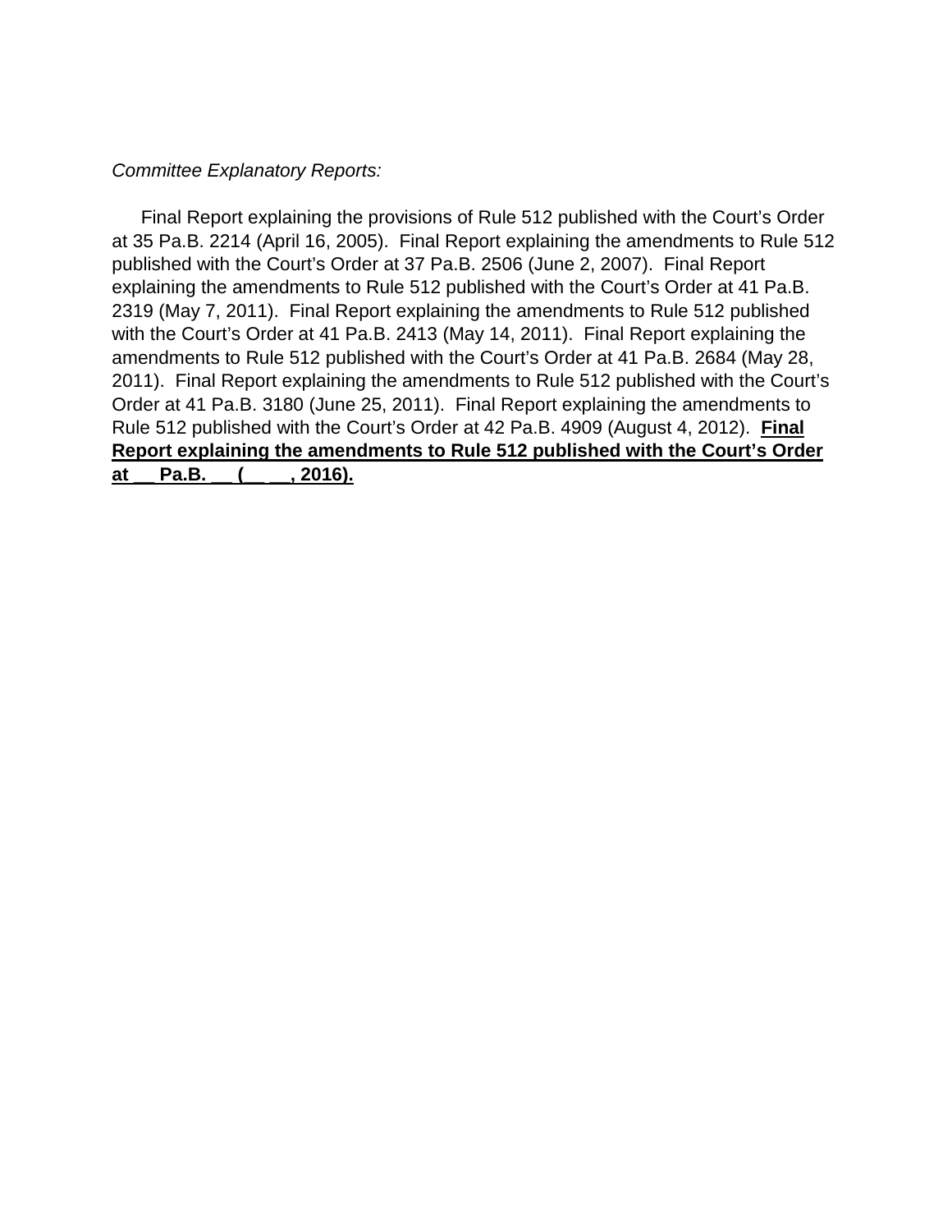*Committee Explanatory Reports:*

Final Report explaining the provisions of Rule 512 published with the Court's Order at 35 Pa.B. 2214 (April 16, 2005). Final Report explaining the amendments to Rule 512 published with the Court's Order at 37 Pa.B. 2506 (June 2, 2007). Final Report explaining the amendments to Rule 512 published with the Court's Order at 41 Pa.B. 2319 (May 7, 2011). Final Report explaining the amendments to Rule 512 published with the Court's Order at 41 Pa.B. 2413 (May 14, 2011). Final Report explaining the amendments to Rule 512 published with the Court's Order at 41 Pa.B. 2684 (May 28, 2011). Final Report explaining the amendments to Rule 512 published with the Court's Order at 41 Pa.B. 3180 (June 25, 2011). Final Report explaining the amendments to Rule 512 published with the Court's Order at 42 Pa.B. 4909 (August 4, 2012). **Final Report explaining the amendments to Rule 512 published with the Court's Order at __ Pa.B. __ (__ __, 2016).**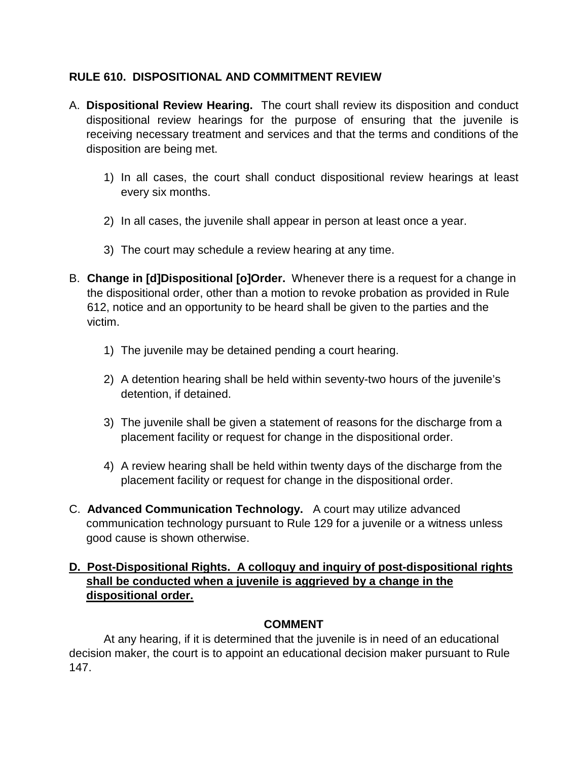## RULE 610. DISPOSITIONAL AND COMMITMENT REVIEW

A. **Dispositional Review Hearing.** The court shall review its disposition and conduct dispositional review hearings for the purpose of ensuring that the juvenile is receiving necessary treatment and services and that the terms and conditions of the disposition are being met.

   1) In all cases, the court shall conduct dispositional review hearings at least every six months.

   2) In all cases, the juvenile shall appear in person at least once a year.

   3) The court may schedule a review hearing at any time.

B. **Change in [d]Dispositional [o]Order.** Whenever there is a request for a change in the dispositional order, other than a motion to revoke probation as provided in Rule 612, notice and an opportunity to be heard shall be given to the parties and the victim.

   1) The juvenile may be detained pending a court hearing.

   2) A detention hearing shall be held within seventy-two hours of the juvenile's detention, if detained.

   3) The juvenile shall be given a statement of reasons for the discharge from a placement facility or request for change in the dispositional order.

   4) A review hearing shall be held within twenty days of the discharge from the placement facility or request for change in the dispositional order.

C. **Advanced Communication Technology.** A court may utilize advanced communication technology pursuant to Rule 129 for a juvenile or a witness unless good cause is shown otherwise.

<u>**D. Post-Dispositional Rights. A colloquy and inquiry of post-dispositional rights shall be conducted when a juvenile is aggrieved by a change in the dispositional order.**</u>

**COMMENT**

At any hearing, if it is determined that the juvenile is in need of an educational decision maker, the court is to appoint an educational decision maker pursuant to Rule 147.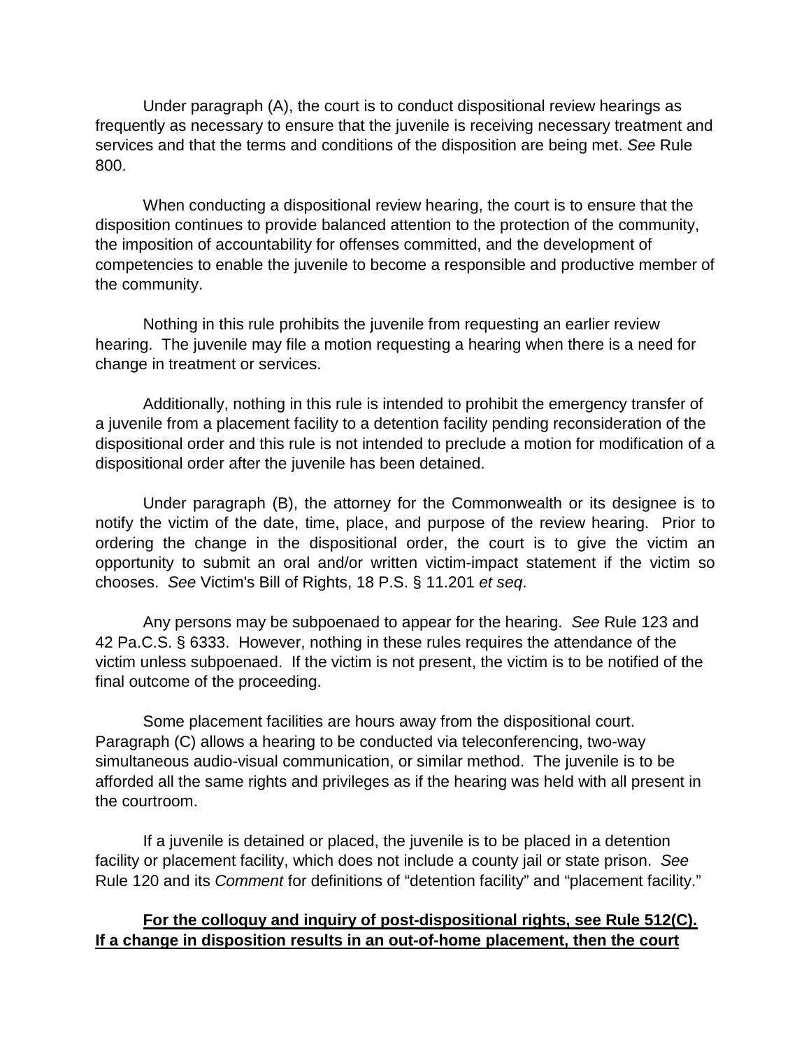Under paragraph (A), the court is to conduct dispositional review hearings as frequently as necessary to ensure that the juvenile is receiving necessary treatment and services and that the terms and conditions of the disposition are being met. *See* Rule 800.

When conducting a dispositional review hearing, the court is to ensure that the disposition continues to provide balanced attention to the protection of the community, the imposition of accountability for offenses committed, and the development of competencies to enable the juvenile to become a responsible and productive member of the community.

Nothing in this rule prohibits the juvenile from requesting an earlier review hearing. The juvenile may file a motion requesting a hearing when there is a need for change in treatment or services.

Additionally, nothing in this rule is intended to prohibit the emergency transfer of a juvenile from a placement facility to a detention facility pending reconsideration of the dispositional order and this rule is not intended to preclude a motion for modification of a dispositional order after the juvenile has been detained.

Under paragraph (B), the attorney for the Commonwealth or its designee is to notify the victim of the date, time, place, and purpose of the review hearing. Prior to ordering the change in the dispositional order, the court is to give the victim an opportunity to submit an oral and/or written victim-impact statement if the victim so chooses. *See* Victim's Bill of Rights, 18 P.S. § 11.201 *et seq*.

Any persons may be subpoenaed to appear for the hearing. *See* Rule 123 and 42 Pa.C.S. § 6333. However, nothing in these rules requires the attendance of the victim unless subpoenaed. If the victim is not present, the victim is to be notified of the final outcome of the proceeding.

Some placement facilities are hours away from the dispositional court. Paragraph (C) allows a hearing to be conducted via teleconferencing, two-way simultaneous audio-visual communication, or similar method. The juvenile is to be afforded all the same rights and privileges as if the hearing was held with all present in the courtroom.

If a juvenile is detained or placed, the juvenile is to be placed in a detention facility or placement facility, which does not include a county jail or state prison. *See* Rule 120 and its *Comment* for definitions of "detention facility" and "placement facility."

**For the colloquy and inquiry of post-dispositional rights, see Rule 512(C). If a change in disposition results in an out-of-home placement, then the court**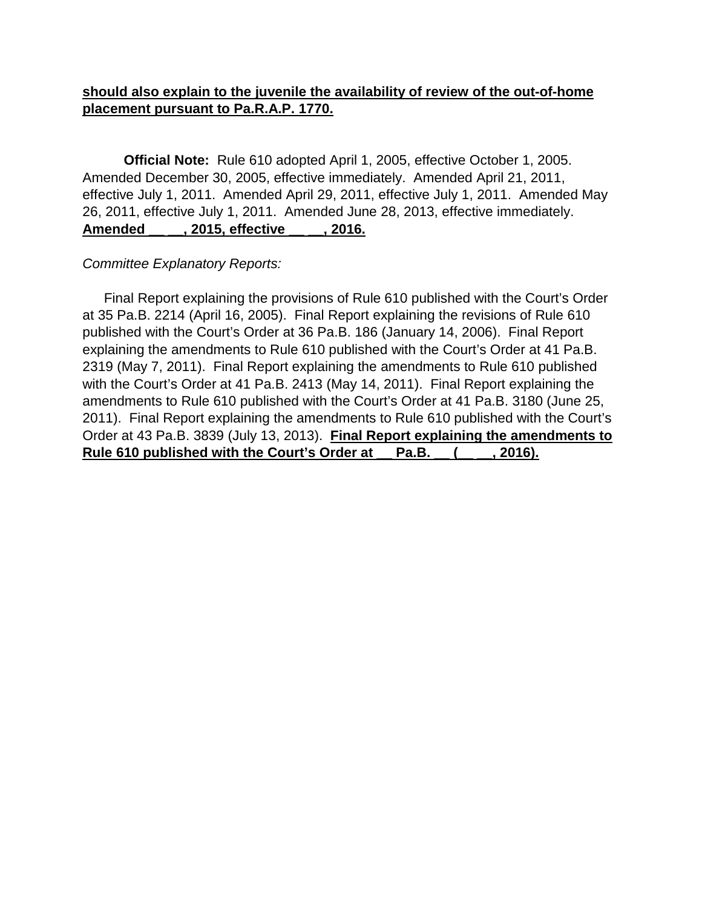**should also explain to the juvenile the availability of review of the out-of-home placement pursuant to Pa.R.A.P. 1770.**

**Official Note:** Rule 610 adopted April 1, 2005, effective October 1, 2005. Amended December 30, 2005, effective immediately. Amended April 21, 2011, effective July 1, 2011. Amended April 29, 2011, effective July 1, 2011. Amended May 26, 2011, effective July 1, 2011. Amended June 28, 2013, effective immediately. **Amended __ __, 2015, effective __ __, 2016.**

*Committee Explanatory Reports:*

Final Report explaining the provisions of Rule 610 published with the Court's Order at 35 Pa.B. 2214 (April 16, 2005). Final Report explaining the revisions of Rule 610 published with the Court's Order at 36 Pa.B. 186 (January 14, 2006). Final Report explaining the amendments to Rule 610 published with the Court's Order at 41 Pa.B. 2319 (May 7, 2011). Final Report explaining the amendments to Rule 610 published with the Court's Order at 41 Pa.B. 2413 (May 14, 2011). Final Report explaining the amendments to Rule 610 published with the Court's Order at 41 Pa.B. 3180 (June 25, 2011). Final Report explaining the amendments to Rule 610 published with the Court's Order at 43 Pa.B. 3839 (July 13, 2013). **Final Report explaining the amendments to Rule 610 published with the Court's Order at __ Pa.B. __ (__ __, 2016).**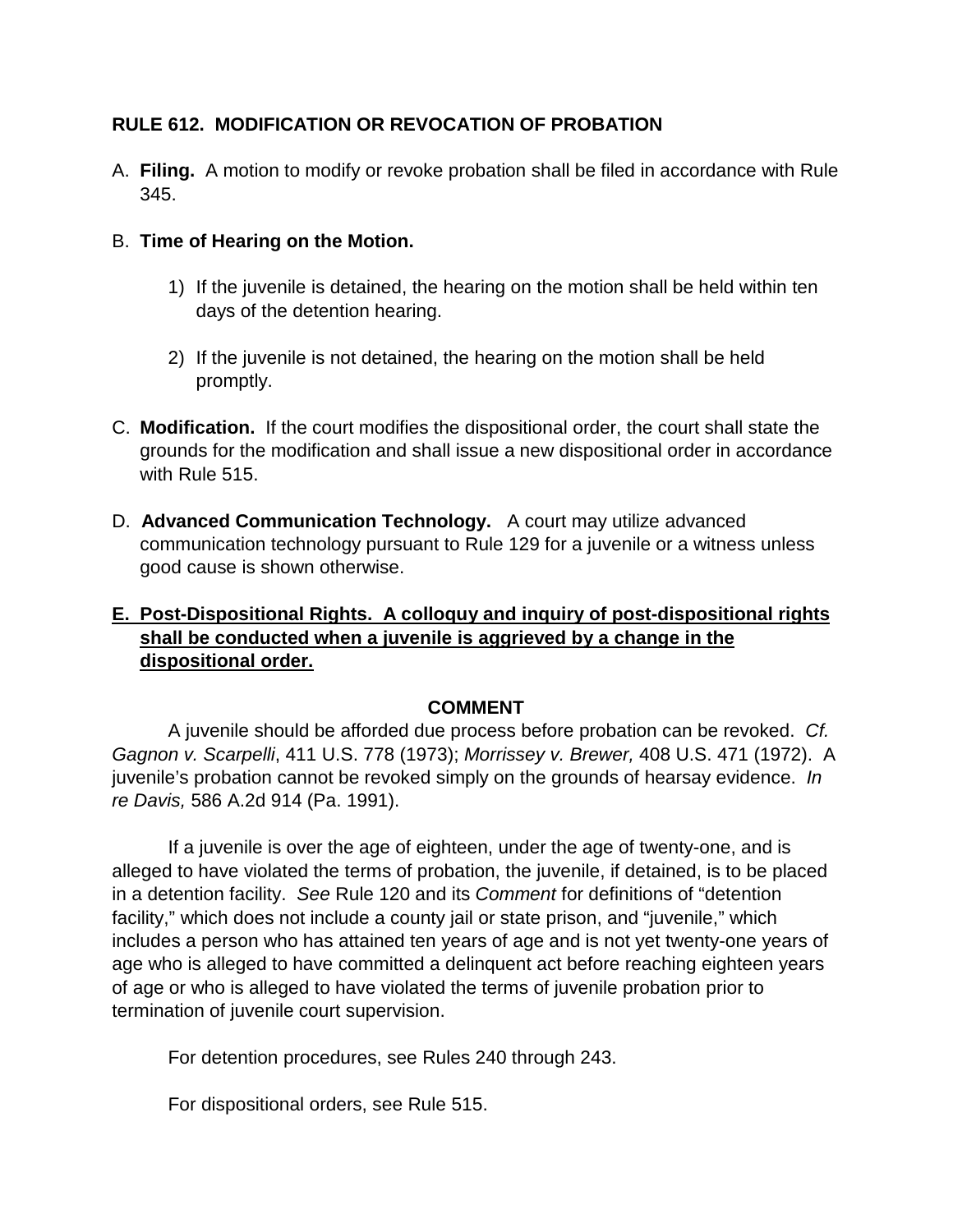### RULE 612. MODIFICATION OR REVOCATION OF PROBATION

A. **Filing.** A motion to modify or revoke probation shall be filed in accordance with Rule 345.

B. **Time of Hearing on the Motion.**

1) If the juvenile is detained, the hearing on the motion shall be held within ten days of the detention hearing.

2) If the juvenile is not detained, the hearing on the motion shall be held promptly.

C. **Modification.** If the court modifies the dispositional order, the court shall state the grounds for the modification and shall issue a new dispositional order in accordance with Rule 515.

D. **Advanced Communication Technology.** A court may utilize advanced communication technology pursuant to Rule 129 for a juvenile or a witness unless good cause is shown otherwise.

<u>**E. Post-Dispositional Rights. A colloquy and inquiry of post-dispositional rights shall be conducted when a juvenile is aggrieved by a change in the dispositional order.**</u>

**COMMENT**

A juvenile should be afforded due process before probation can be revoked. *Cf. Gagnon v. Scarpelli*, 411 U.S. 778 (1973); *Morrissey v. Brewer,* 408 U.S. 471 (1972). A juvenile's probation cannot be revoked simply on the grounds of hearsay evidence. *In re Davis,* 586 A.2d 914 (Pa. 1991).

If a juvenile is over the age of eighteen, under the age of twenty-one, and is alleged to have violated the terms of probation, the juvenile, if detained, is to be placed in a detention facility. *See* Rule 120 and its *Comment* for definitions of "detention facility," which does not include a county jail or state prison, and "juvenile," which includes a person who has attained ten years of age and is not yet twenty-one years of age who is alleged to have committed a delinquent act before reaching eighteen years of age or who is alleged to have violated the terms of juvenile probation prior to termination of juvenile court supervision.

For detention procedures, see Rules 240 through 243.

For dispositional orders, see Rule 515.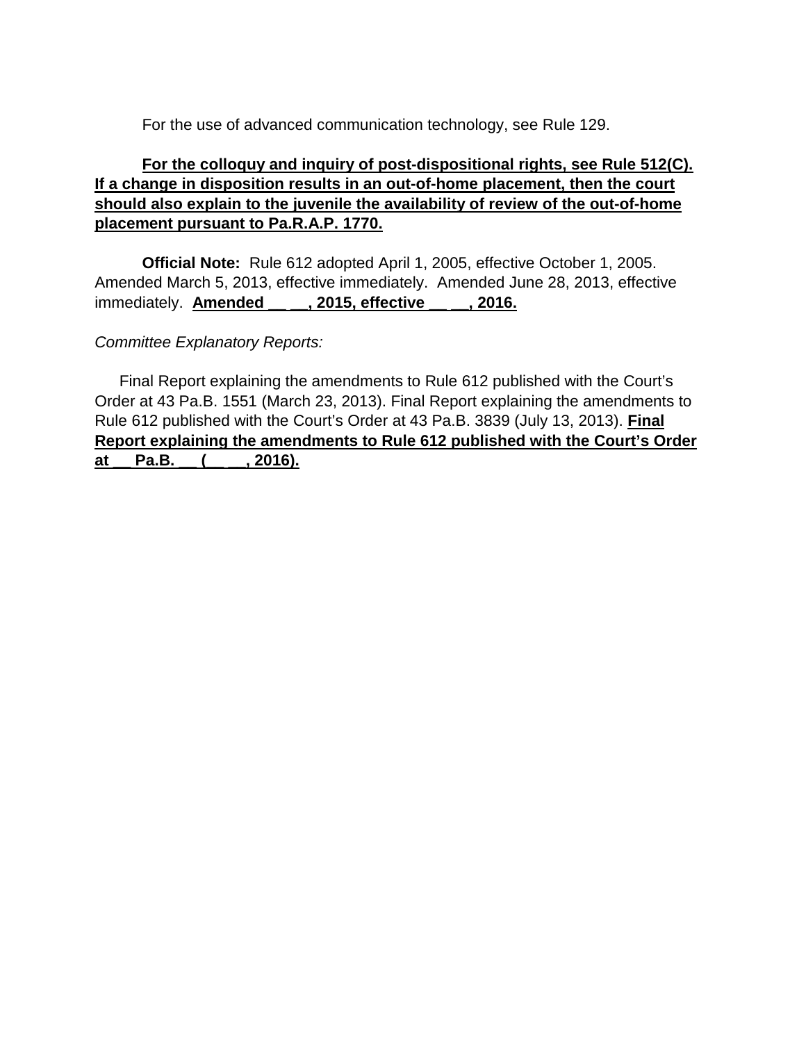For the use of advanced communication technology, see Rule 129.

**For the colloquy and inquiry of post-dispositional rights, see Rule 512(C). If a change in disposition results in an out-of-home placement, then the court should also explain to the juvenile the availability of review of the out-of-home placement pursuant to Pa.R.A.P. 1770.**

**Official Note:** Rule 612 adopted April 1, 2005, effective October 1, 2005. Amended March 5, 2013, effective immediately. Amended June 28, 2013, effective immediately. **Amended __ __, 2015, effective __ __, 2016.**

*Committee Explanatory Reports:*

Final Report explaining the amendments to Rule 612 published with the Court's Order at 43 Pa.B. 1551 (March 23, 2013). Final Report explaining the amendments to Rule 612 published with the Court's Order at 43 Pa.B. 3839 (July 13, 2013). **Final Report explaining the amendments to Rule 612 published with the Court's Order at __ Pa.B. __ (__ __, 2016).**